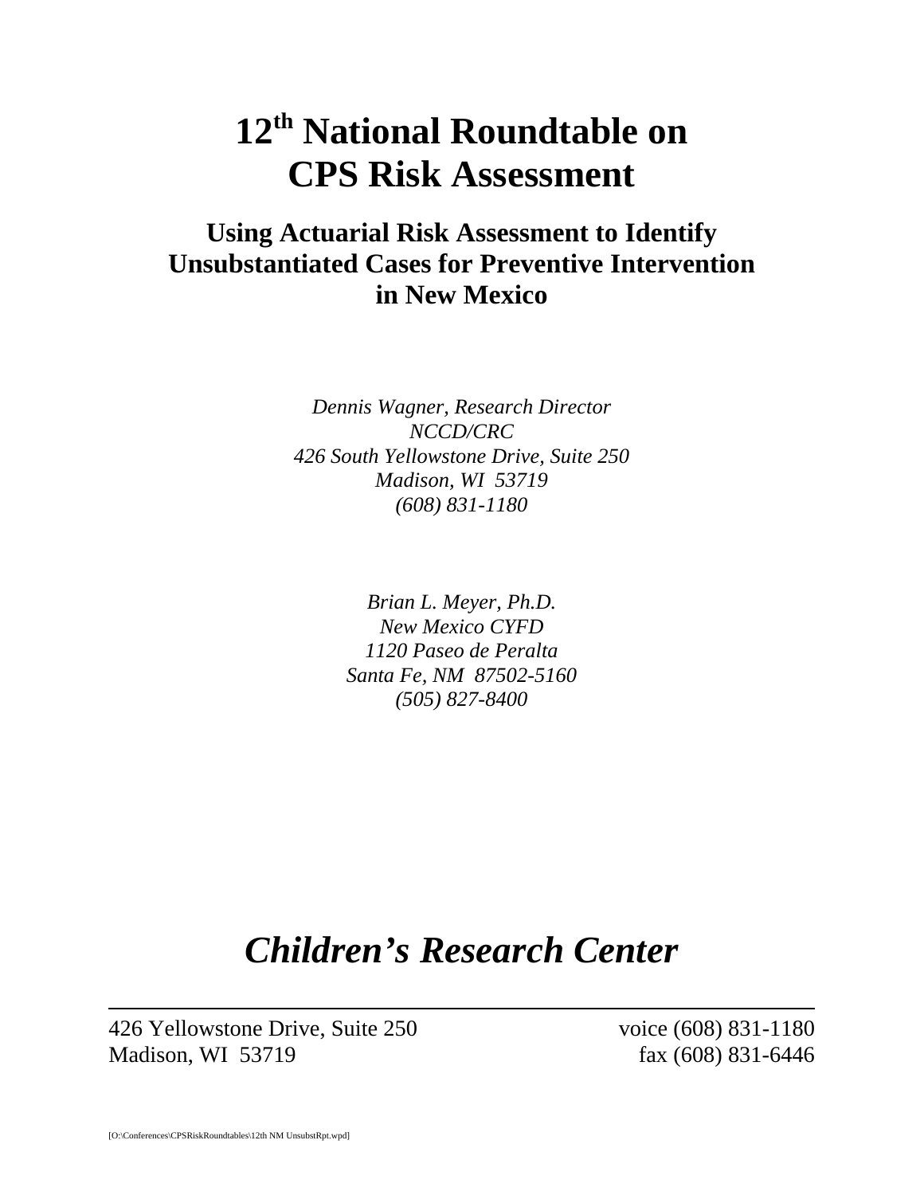# 12th National Roundtable on CPS Risk Assessment

## Using Actuarial Risk Assessment to Identify Unsubstantiated Cases for Preventive Intervention in New Mexico

*Dennis Wagner, Research Director*
*NCCD/CRC*
*426 South Yellowstone Drive, Suite 250*
*Madison, WI 53719*
*(608) 831-1180*

*Brian L. Meyer, Ph.D.*
*New Mexico CYFD*
*1120 Paseo de Peralta*
*Santa Fe, NM 87502-5160*
*(505) 827-8400*

# *Children's Research Center*

426 Yellowstone Drive, Suite 250 — voice (608) 831-1180
Madison, WI 53719 — fax (608) 831-6446

[O:\Conferences\CPSRiskRoundtables\12th NM UnsubstRpt.wpd]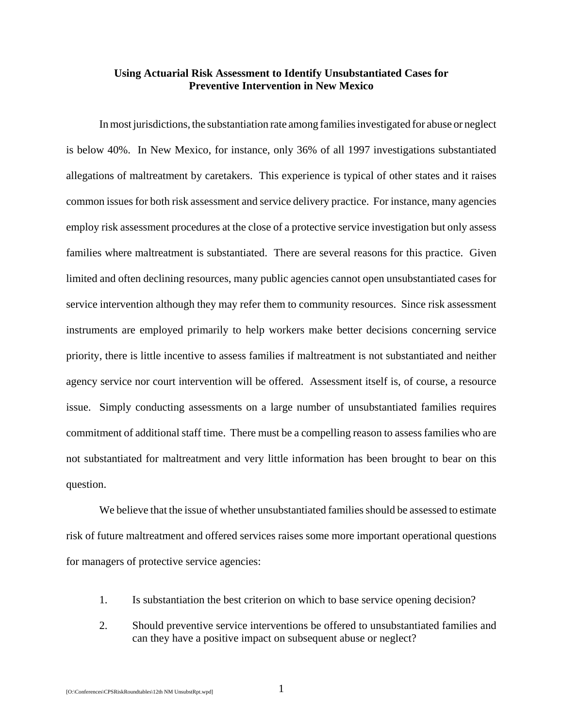**Using Actuarial Risk Assessment to Identify Unsubstantiated Cases for Preventive Intervention in New Mexico**

In most jurisdictions, the substantiation rate among families investigated for abuse or neglect is below 40%. In New Mexico, for instance, only 36% of all 1997 investigations substantiated allegations of maltreatment by caretakers. This experience is typical of other states and it raises common issues for both risk assessment and service delivery practice. For instance, many agencies employ risk assessment procedures at the close of a protective service investigation but only assess families where maltreatment is substantiated. There are several reasons for this practice. Given limited and often declining resources, many public agencies cannot open unsubstantiated cases for service intervention although they may refer them to community resources. Since risk assessment instruments are employed primarily to help workers make better decisions concerning service priority, there is little incentive to assess families if maltreatment is not substantiated and neither agency service nor court intervention will be offered. Assessment itself is, of course, a resource issue. Simply conducting assessments on a large number of unsubstantiated families requires commitment of additional staff time. There must be a compelling reason to assess families who are not substantiated for maltreatment and very little information has been brought to bear on this question.

We believe that the issue of whether unsubstantiated families should be assessed to estimate risk of future maltreatment and offered services raises some more important operational questions for managers of protective service agencies:

1. Is substantiation the best criterion on which to base service opening decision?
2. Should preventive service interventions be offered to unsubstantiated families and can they have a positive impact on subsequent abuse or neglect?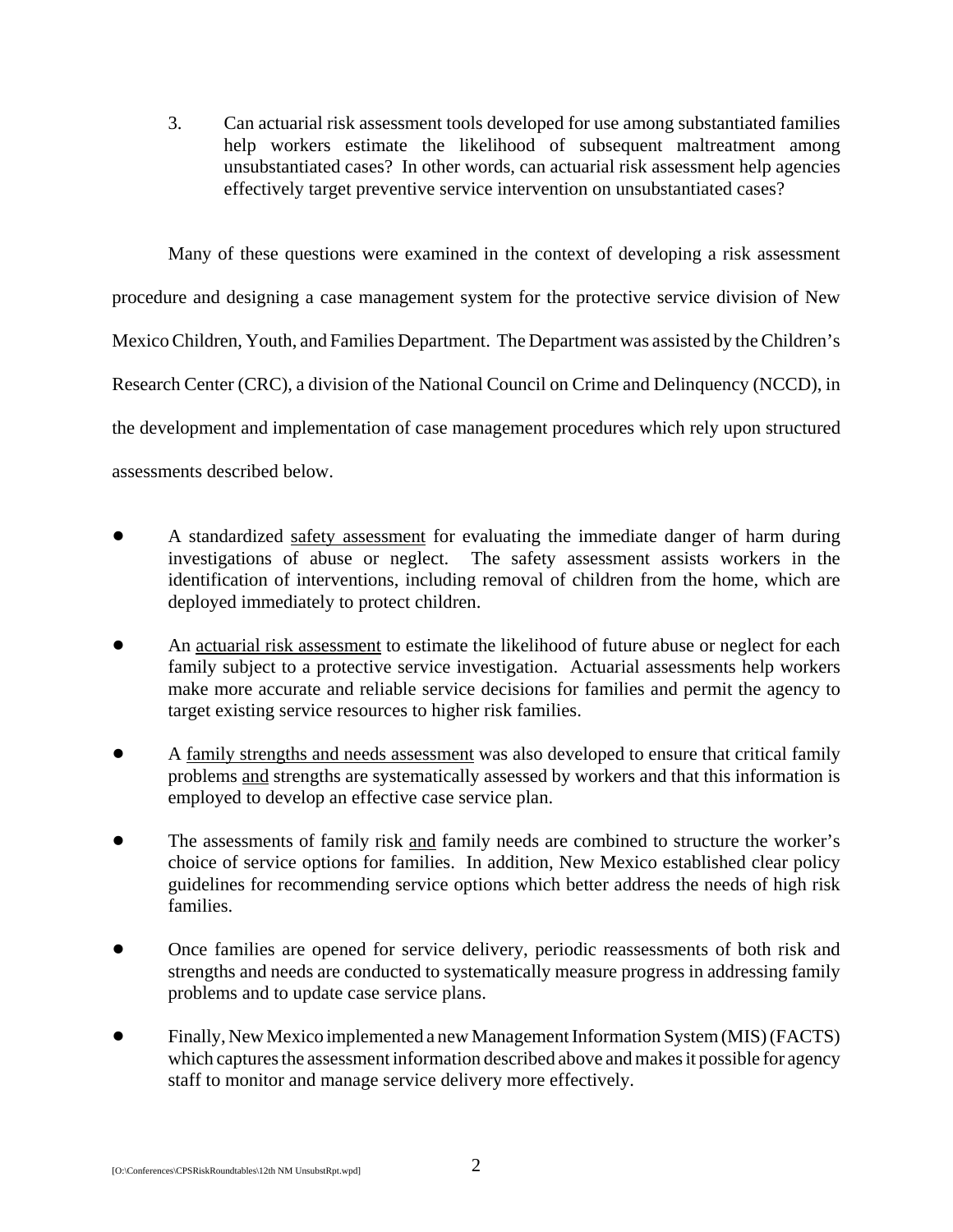3. Can actuarial risk assessment tools developed for use among substantiated families help workers estimate the likelihood of subsequent maltreatment among unsubstantiated cases? In other words, can actuarial risk assessment help agencies effectively target preventive service intervention on unsubstantiated cases?

Many of these questions were examined in the context of developing a risk assessment procedure and designing a case management system for the protective service division of New Mexico Children, Youth, and Families Department. The Department was assisted by the Children's Research Center (CRC), a division of the National Council on Crime and Delinquency (NCCD), in the development and implementation of case management procedures which rely upon structured assessments described below.

- A standardized safety assessment for evaluating the immediate danger of harm during investigations of abuse or neglect. The safety assessment assists workers in the identification of interventions, including removal of children from the home, which are deployed immediately to protect children.
- An actuarial risk assessment to estimate the likelihood of future abuse or neglect for each family subject to a protective service investigation. Actuarial assessments help workers make more accurate and reliable service decisions for families and permit the agency to target existing service resources to higher risk families.
- A family strengths and needs assessment was also developed to ensure that critical family problems and strengths are systematically assessed by workers and that this information is employed to develop an effective case service plan.
- The assessments of family risk and family needs are combined to structure the worker's choice of service options for families. In addition, New Mexico established clear policy guidelines for recommending service options which better address the needs of high risk families.
- Once families are opened for service delivery, periodic reassessments of both risk and strengths and needs are conducted to systematically measure progress in addressing family problems and to update case service plans.
- Finally, New Mexico implemented a new Management Information System (MIS) (FACTS) which captures the assessment information described above and makes it possible for agency staff to monitor and manage service delivery more effectively.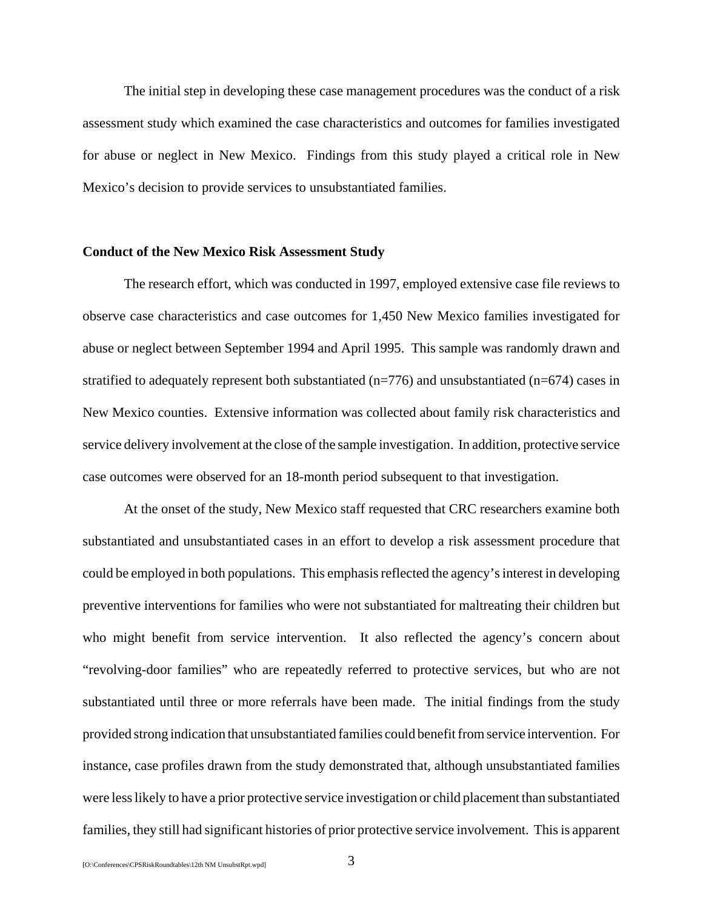The initial step in developing these case management procedures was the conduct of a risk assessment study which examined the case characteristics and outcomes for families investigated for abuse or neglect in New Mexico. Findings from this study played a critical role in New Mexico's decision to provide services to unsubstantiated families.

**Conduct of the New Mexico Risk Assessment Study**

The research effort, which was conducted in 1997, employed extensive case file reviews to observe case characteristics and case outcomes for 1,450 New Mexico families investigated for abuse or neglect between September 1994 and April 1995. This sample was randomly drawn and stratified to adequately represent both substantiated (n=776) and unsubstantiated (n=674) cases in New Mexico counties. Extensive information was collected about family risk characteristics and service delivery involvement at the close of the sample investigation. In addition, protective service case outcomes were observed for an 18-month period subsequent to that investigation.

At the onset of the study, New Mexico staff requested that CRC researchers examine both substantiated and unsubstantiated cases in an effort to develop a risk assessment procedure that could be employed in both populations. This emphasis reflected the agency's interest in developing preventive interventions for families who were not substantiated for maltreating their children but who might benefit from service intervention. It also reflected the agency's concern about "revolving-door families" who are repeatedly referred to protective services, but who are not substantiated until three or more referrals have been made. The initial findings from the study provided strong indication that unsubstantiated families could benefit from service intervention. For instance, case profiles drawn from the study demonstrated that, although unsubstantiated families were less likely to have a prior protective service investigation or child placement than substantiated families, they still had significant histories of prior protective service involvement. This is apparent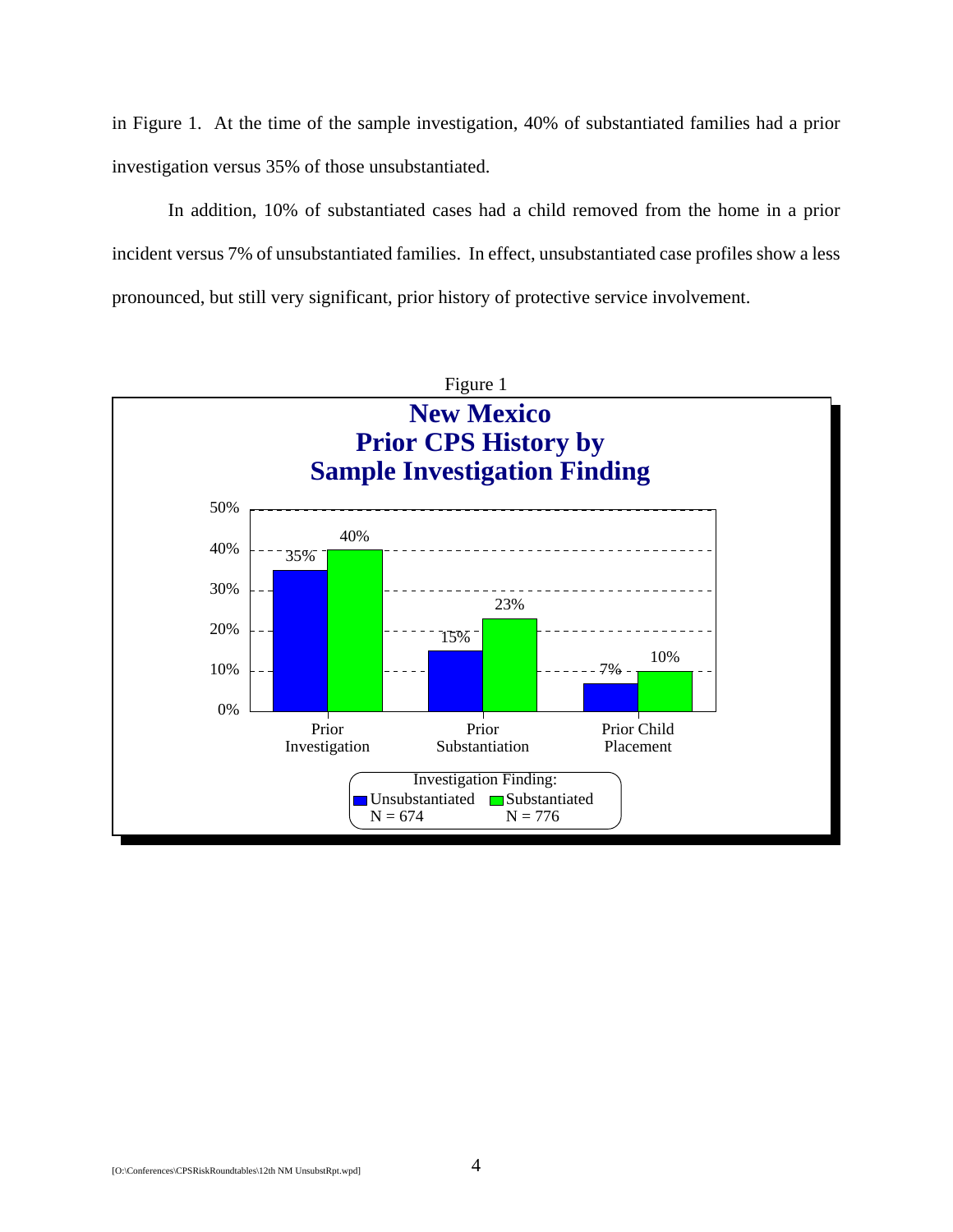in Figure 1. At the time of the sample investigation, 40% of substantiated families had a prior investigation versus 35% of those unsubstantiated.

In addition, 10% of substantiated cases had a child removed from the home in a prior incident versus 7% of unsubstantiated families. In effect, unsubstantiated case profiles show a less pronounced, but still very significant, prior history of protective service involvement.

Figure 1

**New Mexico**
**Prior CPS History by**
**Sample Investigation Finding**

| | Prior Investigation | Prior Substantiation | Prior Child Placement |
|---|---|---|---|
| Unsubstantiated (N = 674) | 35% | 15% | 7% |
| Substantiated (N = 776) | 40% | 23% | 10% |

Investigation Finding: Unsubstantiated N = 674; Substantiated N = 776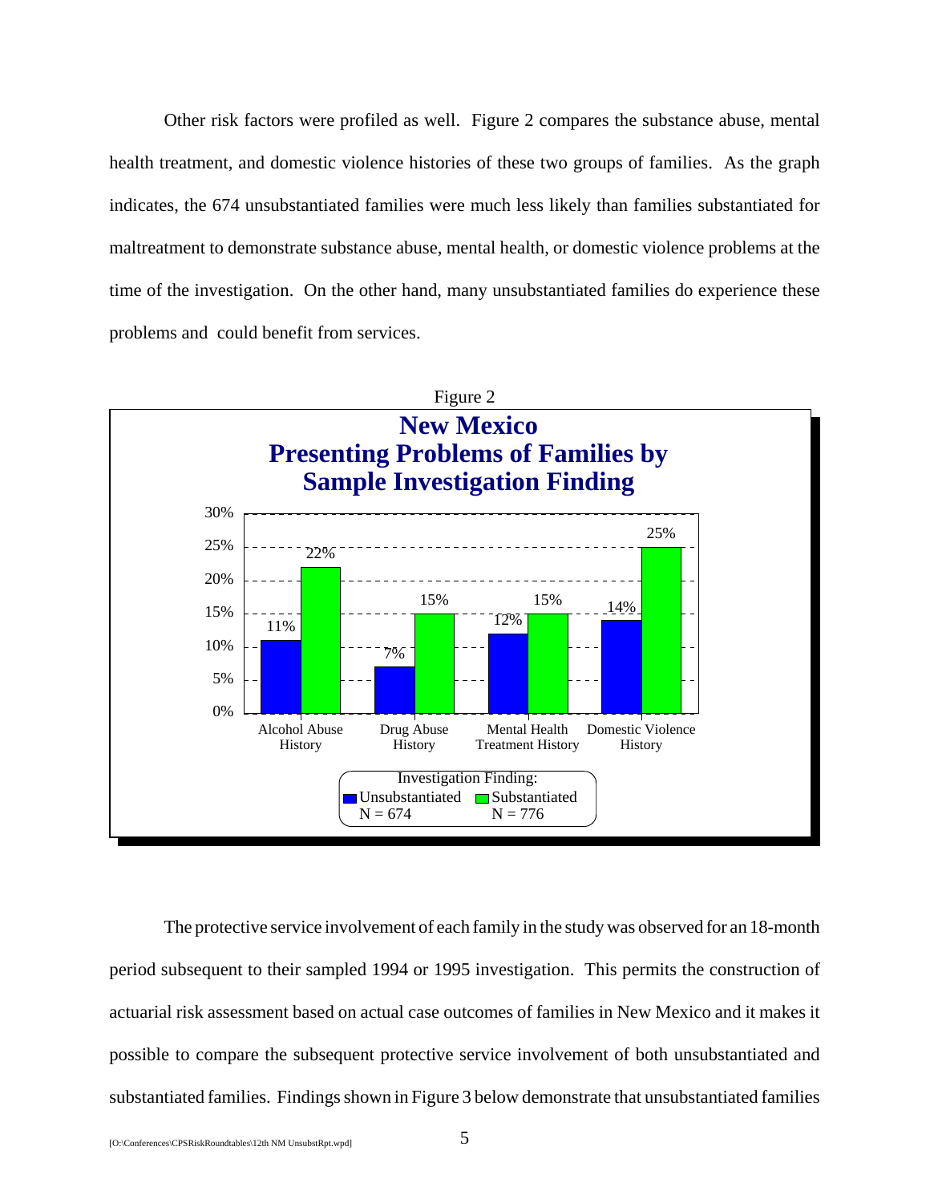Other risk factors were profiled as well. Figure 2 compares the substance abuse, mental health treatment, and domestic violence histories of these two groups of families. As the graph indicates, the 674 unsubstantiated families were much less likely than families substantiated for maltreatment to demonstrate substance abuse, mental health, or domestic violence problems at the time of the investigation. On the other hand, many unsubstantiated families do experience these problems and could benefit from services.

Figure 2

**New Mexico**
**Presenting Problems of Families by Sample Investigation Finding**

| | Unsubstantiated (N = 674) | Substantiated (N = 776) |
|---|---|---|
| Alcohol Abuse History | 11% | 22% |
| Drug Abuse History | 7% | 15% |
| Mental Health Treatment History | 12% | 15% |
| Domestic Violence History | 14% | 25% |

Investigation Finding: Unsubstantiated N = 674; Substantiated N = 776

The protective service involvement of each family in the study was observed for an 18-month period subsequent to their sampled 1994 or 1995 investigation. This permits the construction of actuarial risk assessment based on actual case outcomes of families in New Mexico and it makes it possible to compare the subsequent protective service involvement of both unsubstantiated and substantiated families. Findings shown in Figure 3 below demonstrate that unsubstantiated families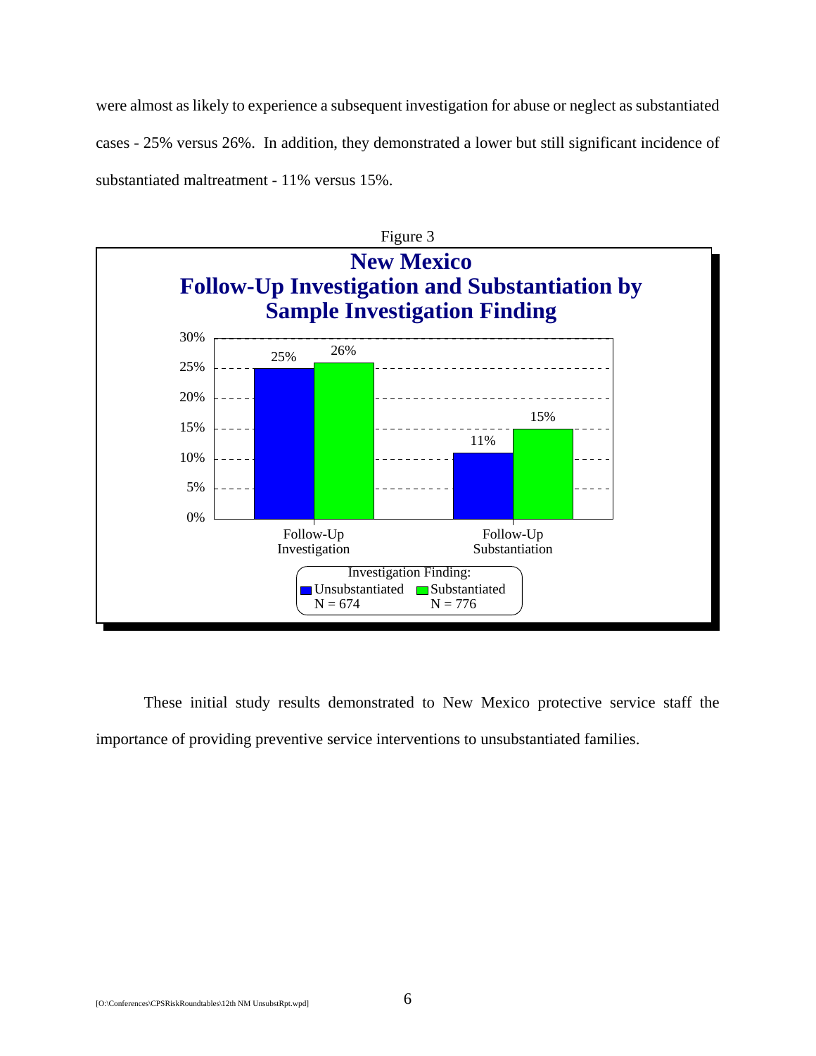were almost as likely to experience a subsequent investigation for abuse or neglect as substantiated cases - 25% versus 26%. In addition, they demonstrated a lower but still significant incidence of substantiated maltreatment - 11% versus 15%.

Figure 3

**New Mexico**
**Follow-Up Investigation and Substantiation by Sample Investigation Finding**

| | Unsubstantiated (N = 674) | Substantiated (N = 776) |
|---|---|---|
| Follow-Up Investigation | 25% | 26% |
| Follow-Up Substantiation | 11% | 15% |

These initial study results demonstrated to New Mexico protective service staff the importance of providing preventive service interventions to unsubstantiated families.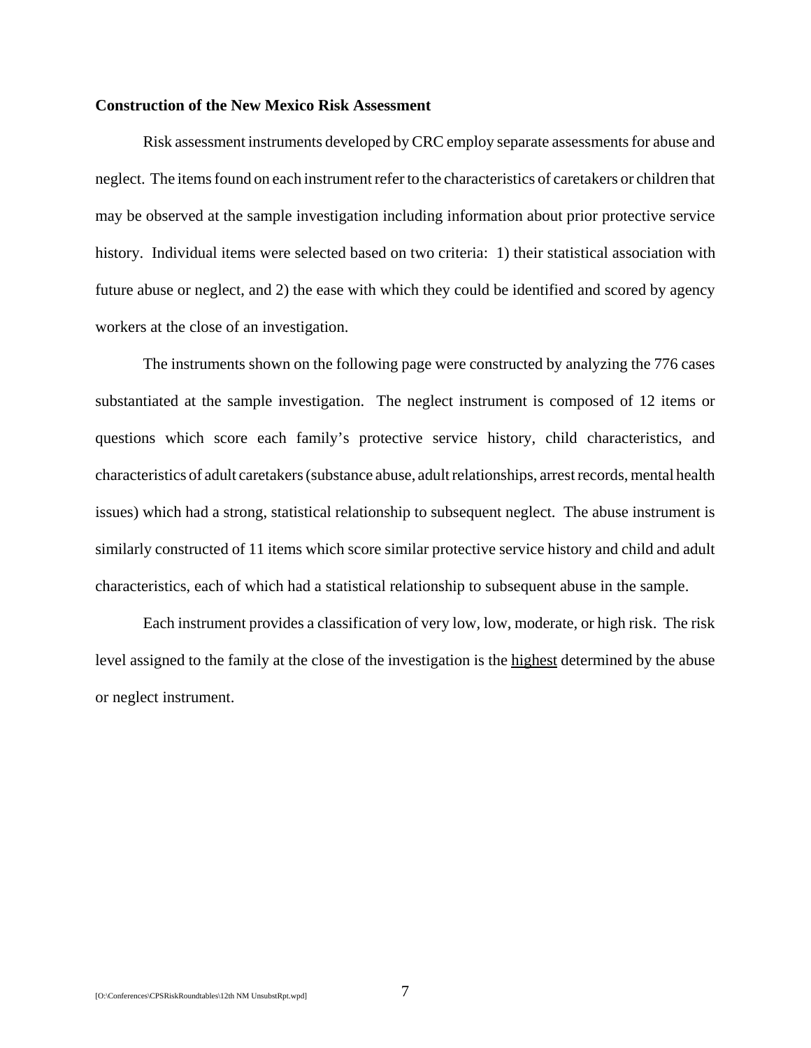**Construction of the New Mexico Risk Assessment**

Risk assessment instruments developed by CRC employ separate assessments for abuse and neglect. The items found on each instrument refer to the characteristics of caretakers or children that may be observed at the sample investigation including information about prior protective service history. Individual items were selected based on two criteria: 1) their statistical association with future abuse or neglect, and 2) the ease with which they could be identified and scored by agency workers at the close of an investigation.

The instruments shown on the following page were constructed by analyzing the 776 cases substantiated at the sample investigation. The neglect instrument is composed of 12 items or questions which score each family's protective service history, child characteristics, and characteristics of adult caretakers (substance abuse, adult relationships, arrest records, mental health issues) which had a strong, statistical relationship to subsequent neglect. The abuse instrument is similarly constructed of 11 items which score similar protective service history and child and adult characteristics, each of which had a statistical relationship to subsequent abuse in the sample.

Each instrument provides a classification of very low, low, moderate, or high risk. The risk level assigned to the family at the close of the investigation is the <u>highest</u> determined by the abuse or neglect instrument.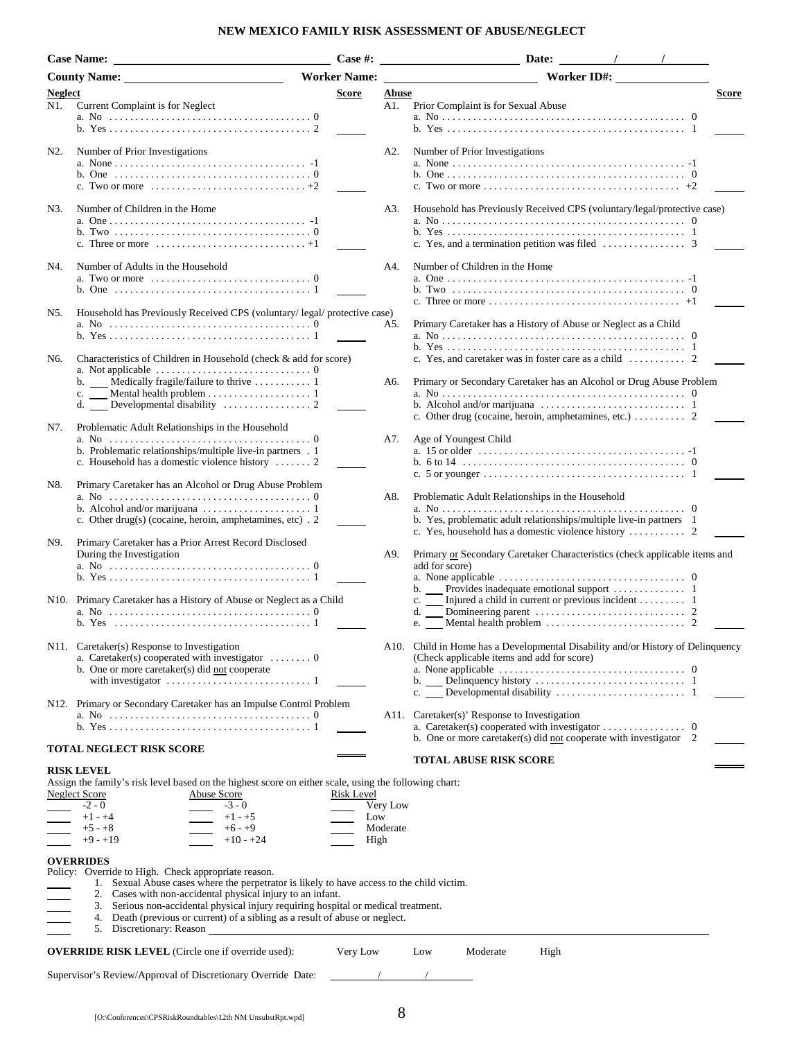# NEW MEXICO FAMILY RISK ASSESSMENT OF ABUSE/NEGLECT

**Case Name:** ____________________ **Case #:** ____________ **Date:** ____/____/____

**County Name:** ____________ **Worker Name:** ____________ **Worker ID#:** ____________

## Neglect

**N1. Current Complaint is for Neglect** — Score: ____
- a. No . . . 0
- b. Yes . . . 2

**N2. Number of Prior Investigations** — Score: ____
- a. None . . . -1
- b. One . . . 0
- c. Two or more . . . +2

**N3. Number of Children in the Home** — Score: ____
- a. One . . . -1
- b. Two . . . 0
- c. Three or more . . . +1

**N4. Number of Adults in the Household** — Score: ____
- a. Two or more . . . 0
- b. One . . . 1

**N5. Household has Previously Received CPS (voluntary/ legal/ protective case)** — Score: ____
- a. No . . . 0
- b. Yes . . . 1

**N6. Characteristics of Children in Household (check & add for score)** — Score: ____
- a. Not applicable . . . 0
- b. ___ Medically fragile/failure to thrive . . . 1
- c. ___ Mental health problem . . . 1
- d. ___ Developmental disability . . . 2

**N7. Problematic Adult Relationships in the Household** — Score: ____
- a. No . . . 0
- b. Problematic relationships/multiple live-in partners . 1
- c. Household has a domestic violence history . . . 2

**N8. Primary Caretaker has an Alcohol or Drug Abuse Problem** — Score: ____
- a. No . . . 0
- b. Alcohol and/or marijuana . . . 1
- c. Other drug(s) (cocaine, heroin, amphetamines, etc) . 2

**N9. Primary Caretaker has a Prior Arrest Record Disclosed During the Investigation** — Score: ____
- a. No . . . 0
- b. Yes . . . 1

**N10. Primary Caretaker has a History of Abuse or Neglect as a Child** — Score: ____
- a. No . . . 0
- b. Yes . . . 1

**N11. Caretaker(s) Response to Investigation** — Score: ____
- a. Caretaker(s) cooperated with investigator . . . 0
- b. One or more caretaker(s) did not cooperate with investigator . . . 1

**N12. Primary or Secondary Caretaker has an Impulse Control Problem** — Score: ____
- a. No . . . 0
- b. Yes . . . 1

**TOTAL NEGLECT RISK SCORE** ____

## Abuse

**A1. Prior Complaint is for Sexual Abuse** — Score: ____
- a. No . . . 0
- b. Yes . . . 1

**A2. Number of Prior Investigations** — Score: ____
- a. None . . . -1
- b. One . . . 0
- c. Two or more . . . +2

**A3. Household has Previously Received CPS (voluntary/legal/protective case)** — Score: ____
- a. No . . . 0
- b. Yes . . . 1
- c. Yes, and a termination petition was filed . . . 3

**A4. Number of Children in the Home** — Score: ____
- a. One . . . -1
- b. Two . . . 0
- c. Three or more . . . +1

**A5. Primary Caretaker has a History of Abuse or Neglect as a Child** — Score: ____
- a. No . . . 0
- b. Yes . . . 1
- c. Yes, and caretaker was in foster care as a child . . . 2

**A6. Primary or Secondary Caretaker has an Alcohol or Drug Abuse Problem** — Score: ____
- a. No . . . 0
- b. Alcohol and/or marijuana . . . 1
- c. Other drug (cocaine, heroin, amphetamines, etc.) . . . 2

**A7. Age of Youngest Child** — Score: ____
- a. 15 or older . . . -1
- b. 6 to 14 . . . 0
- c. 5 or younger . . . 1

**A8. Problematic Adult Relationships in the Household** — Score: ____
- a. No . . . 0
- b. Yes, problematic adult relationships/multiple live-in partners 1
- c. Yes, household has a domestic violence history . . . 2

**A9. Primary or Secondary Caretaker Characteristics (check applicable items and add for score)** — Score: ____
- a. None applicable . . . 0
- b. ___ Provides inadequate emotional support . . . 1
- c. ___ Injured a child in current or previous incident . . . 1
- d. ___ Domineering parent . . . 2
- e. ___ Mental health problem . . . 2

**A10. Child in Home has a Developmental Disability and/or History of Delinquency (Check applicable items and add for score)** — Score: ____
- a. None applicable . . . 0
- b. ___ Delinquency history . . . 1
- c. ___ Developmental disability . . . 1

**A11. Caretaker(s)' Response to Investigation** — Score: ____
- a. Caretaker(s) cooperated with investigator . . . 0
- b. One or more caretaker(s) did not cooperate with investigator 2

**TOTAL ABUSE RISK SCORE** ____

## RISK LEVEL

Assign the family's risk level based on the highest score on either scale, using the following chart:

| Neglect Score | Abuse Score | Risk Level |
|---|---|---|
| ____ -2 - 0 | ____ -3 - 0 | ____ Very Low |
| ____ +1 - +4 | ____ +1 - +5 | ____ Low |
| ____ +5 - +8 | ____ +6 - +9 | ____ Moderate |
| ____ +9 - +19 | ____ +10 - +24 | ____ High |

## OVERRIDES

Policy: Override to High. Check appropriate reason.

- ____ 1. Sexual Abuse cases where the perpetrator is likely to have access to the child victim.
- ____ 2. Cases with non-accidental physical injury to an infant.
- ____ 3. Serious non-accidental physical injury requiring hospital or medical treatment.
- ____ 4. Death (previous or current) of a sibling as a result of abuse or neglect.
- ____ 5. Discretionary: Reason ____________________

**OVERRIDE RISK LEVEL** (Circle one if override used): Very Low  Low  Moderate  High

Supervisor's Review/Approval of Discretionary Override Date: ____/____/____

[O:\Conferences\CPSRiskRoundtables\12th NM UnsubstRpt.wpd]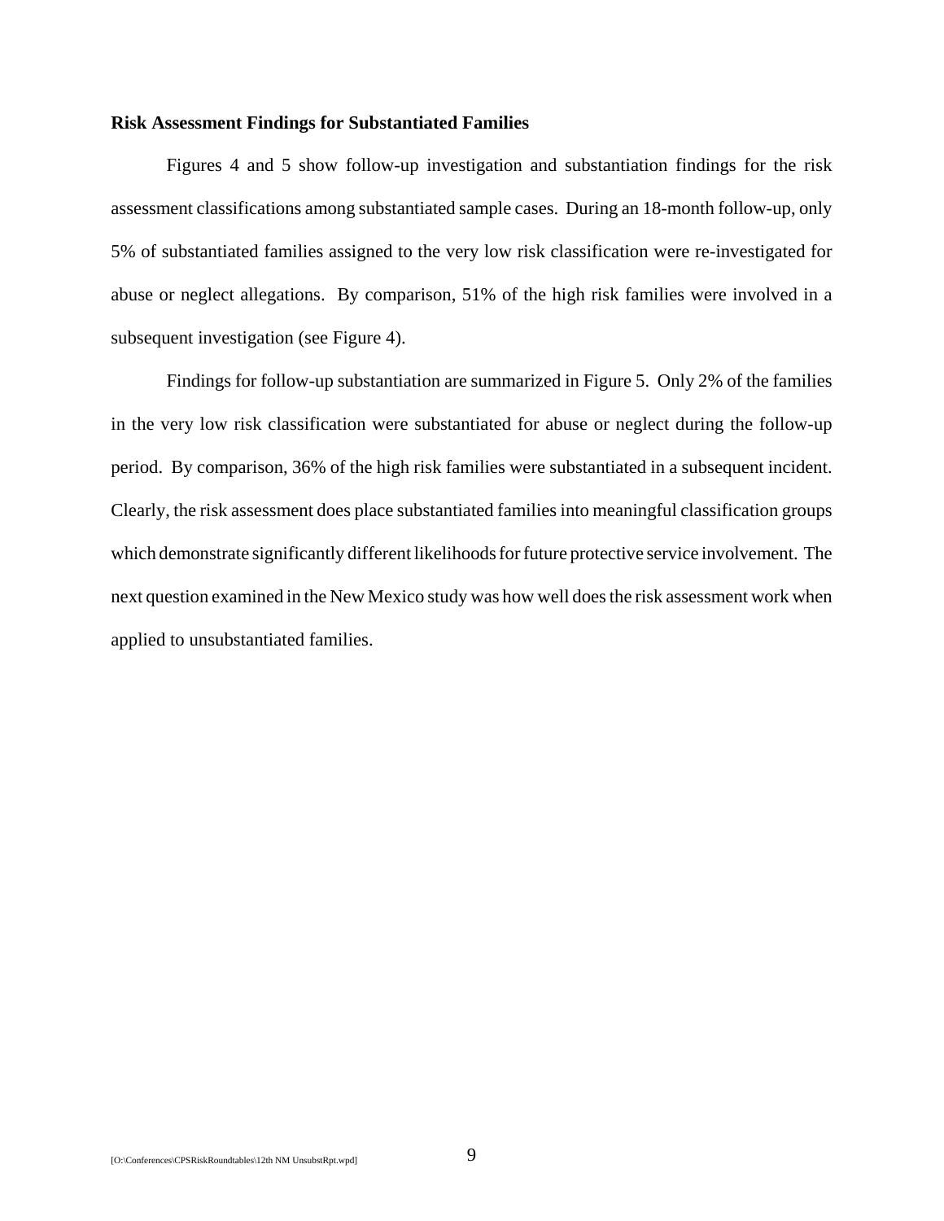**Risk Assessment Findings for Substantiated Families**

Figures 4 and 5 show follow-up investigation and substantiation findings for the risk assessment classifications among substantiated sample cases. During an 18-month follow-up, only 5% of substantiated families assigned to the very low risk classification were re-investigated for abuse or neglect allegations. By comparison, 51% of the high risk families were involved in a subsequent investigation (see Figure 4).

Findings for follow-up substantiation are summarized in Figure 5. Only 2% of the families in the very low risk classification were substantiated for abuse or neglect during the follow-up period. By comparison, 36% of the high risk families were substantiated in a subsequent incident. Clearly, the risk assessment does place substantiated families into meaningful classification groups which demonstrate significantly different likelihoods for future protective service involvement. The next question examined in the New Mexico study was how well does the risk assessment work when applied to unsubstantiated families.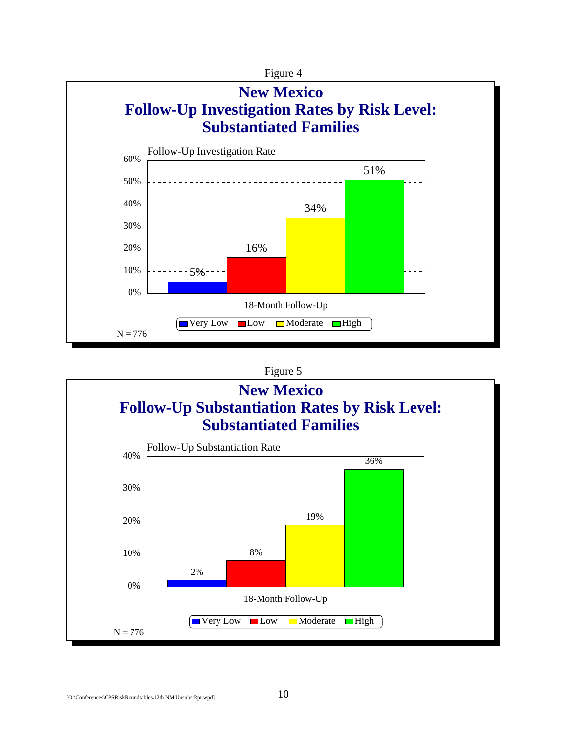Figure 4

## New Mexico
## Follow-Up Investigation Rates by Risk Level: Substantiated Families

Follow-Up Investigation Rate

| Risk Level | 18-Month Follow-Up |
|---|---|
| Very Low | 5% |
| Low | 16% |
| Moderate | 34% |
| High | 51% |

N = 776

Figure 5

## New Mexico
## Follow-Up Substantiation Rates by Risk Level: Substantiated Families

Follow-Up Substantiation Rate

| Risk Level | 18-Month Follow-Up |
|---|---|
| Very Low | 2% |
| Low | 8% |
| Moderate | 19% |
| High | 36% |

N = 776

[O:\Conferences\CPSRiskRoundtables\12th NM UnsubstRpt.wpd]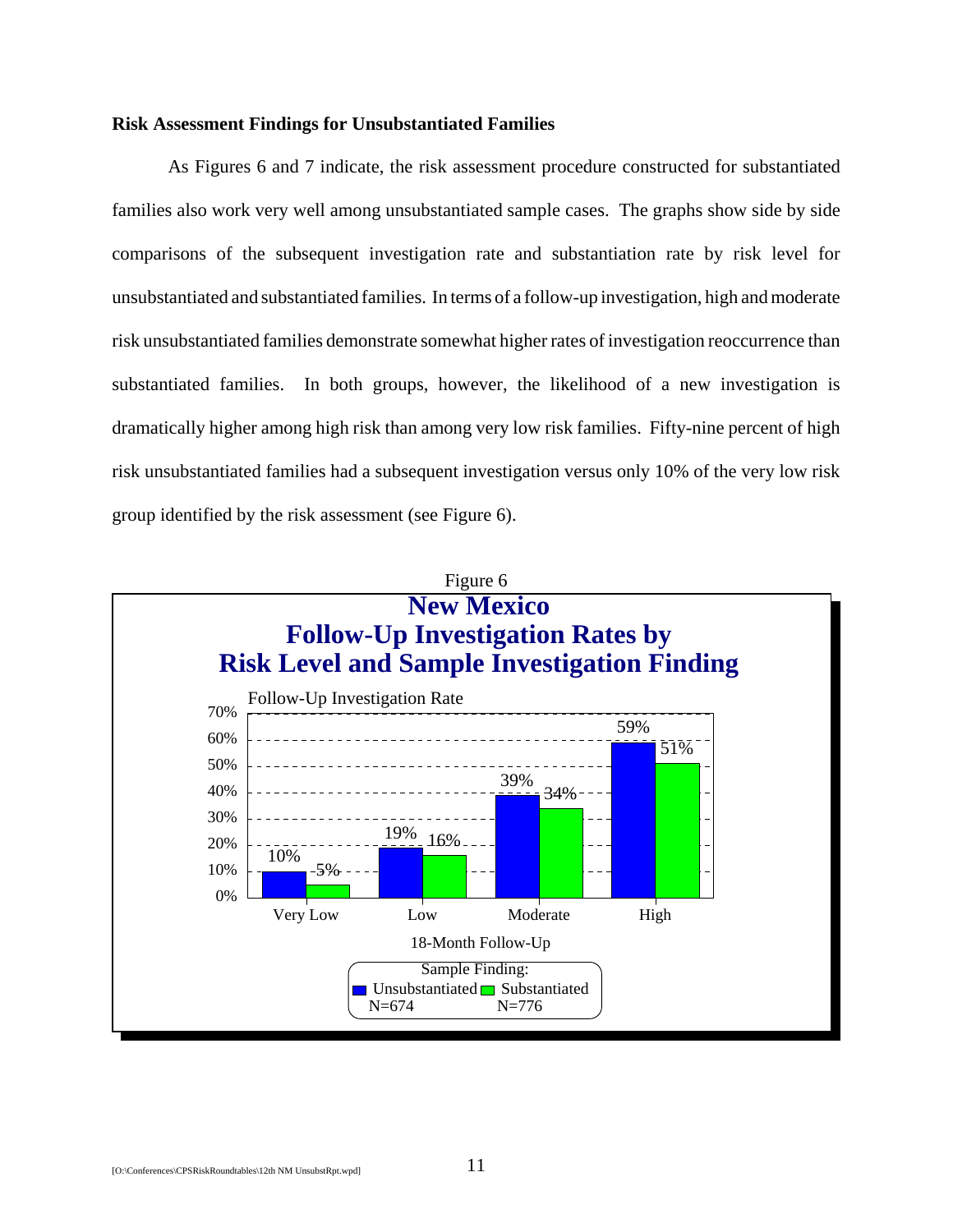**Risk Assessment Findings for Unsubstantiated Families**

As Figures 6 and 7 indicate, the risk assessment procedure constructed for substantiated families also work very well among unsubstantiated sample cases. The graphs show side by side comparisons of the subsequent investigation rate and substantiation rate by risk level for unsubstantiated and substantiated families. In terms of a follow-up investigation, high and moderate risk unsubstantiated families demonstrate somewhat higher rates of investigation reoccurrence than substantiated families. In both groups, however, the likelihood of a new investigation is dramatically higher among high risk than among very low risk families. Fifty-nine percent of high risk unsubstantiated families had a subsequent investigation versus only 10% of the very low risk group identified by the risk assessment (see Figure 6).

Figure 6

**New Mexico**
**Follow-Up Investigation Rates by Risk Level and Sample Investigation Finding**

Follow-Up Investigation Rate (18-Month Follow-Up)

| Risk Level | Unsubstantiated (N=674) | Substantiated (N=776) |
|---|---|---|
| Very Low | 10% | 5% |
| Low | 19% | 16% |
| Moderate | 39% | 34% |
| High | 59% | 51% |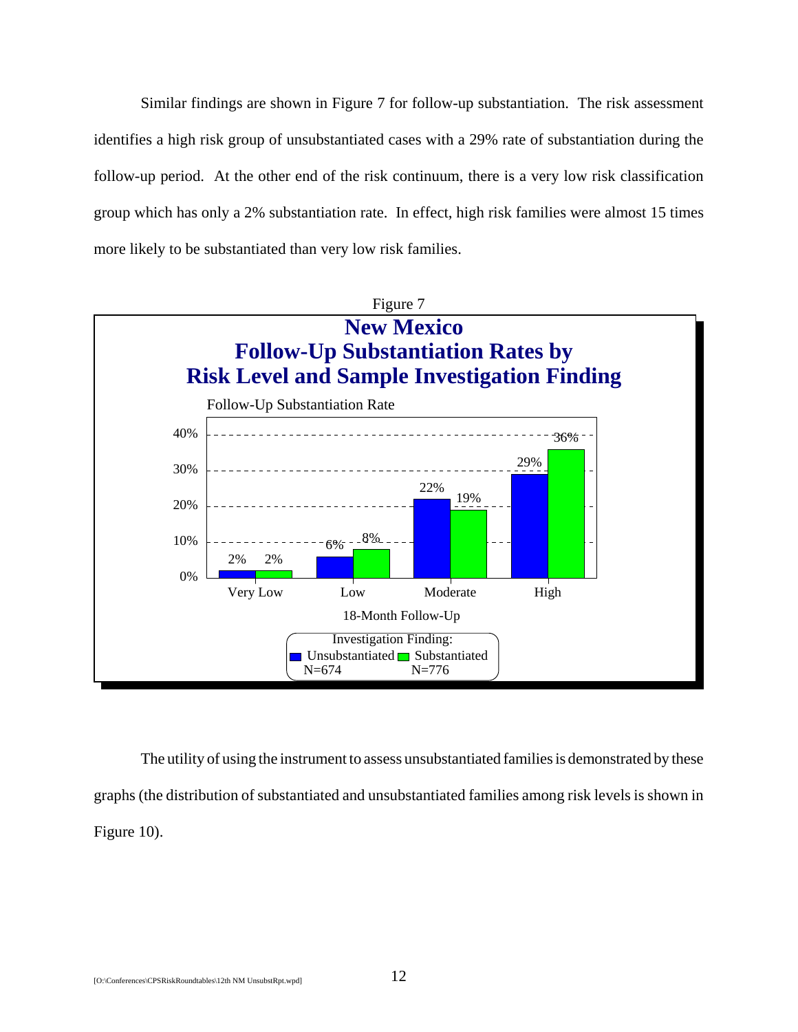Similar findings are shown in Figure 7 for follow-up substantiation. The risk assessment identifies a high risk group of unsubstantiated cases with a 29% rate of substantiation during the follow-up period. At the other end of the risk continuum, there is a very low risk classification group which has only a 2% substantiation rate. In effect, high risk families were almost 15 times more likely to be substantiated than very low risk families.

Figure 7

**New Mexico**
**Follow-Up Substantiation Rates by Risk Level and Sample Investigation Finding**

Follow-Up Substantiation Rate (18-Month Follow-Up)

| Risk Level | Unsubstantiated (N=674) | Substantiated (N=776) |
|---|---|---|
| Very Low | 2% | 2% |
| Low | 6% | 8% |
| Moderate | 22% | 19% |
| High | 29% | 36% |

The utility of using the instrument to assess unsubstantiated families is demonstrated by these graphs (the distribution of substantiated and unsubstantiated families among risk levels is shown in Figure 10).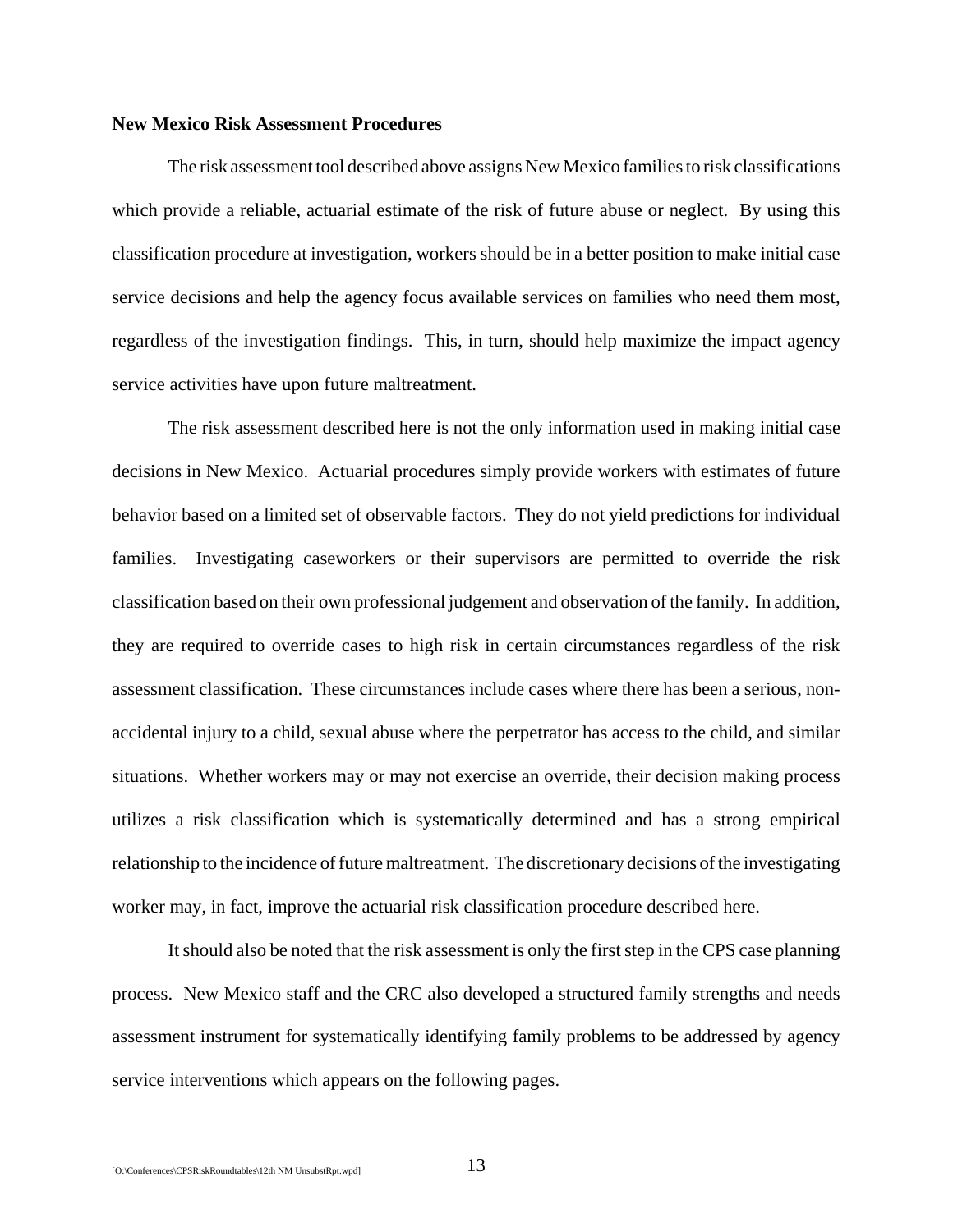**New Mexico Risk Assessment Procedures**

The risk assessment tool described above assigns New Mexico families to risk classifications which provide a reliable, actuarial estimate of the risk of future abuse or neglect. By using this classification procedure at investigation, workers should be in a better position to make initial case service decisions and help the agency focus available services on families who need them most, regardless of the investigation findings. This, in turn, should help maximize the impact agency service activities have upon future maltreatment.

The risk assessment described here is not the only information used in making initial case decisions in New Mexico. Actuarial procedures simply provide workers with estimates of future behavior based on a limited set of observable factors. They do not yield predictions for individual families. Investigating caseworkers or their supervisors are permitted to override the risk classification based on their own professional judgement and observation of the family. In addition, they are required to override cases to high risk in certain circumstances regardless of the risk assessment classification. These circumstances include cases where there has been a serious, non-accidental injury to a child, sexual abuse where the perpetrator has access to the child, and similar situations. Whether workers may or may not exercise an override, their decision making process utilizes a risk classification which is systematically determined and has a strong empirical relationship to the incidence of future maltreatment. The discretionary decisions of the investigating worker may, in fact, improve the actuarial risk classification procedure described here.

It should also be noted that the risk assessment is only the first step in the CPS case planning process. New Mexico staff and the CRC also developed a structured family strengths and needs assessment instrument for systematically identifying family problems to be addressed by agency service interventions which appears on the following pages.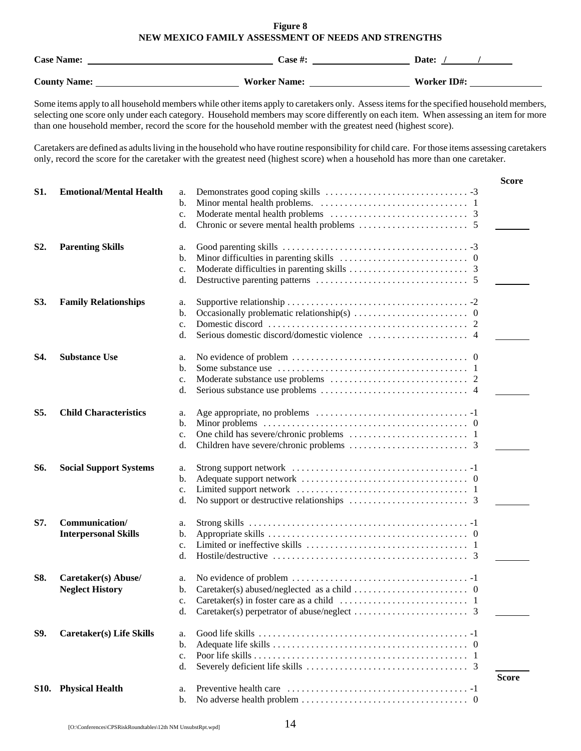**Figure 8**
**NEW MEXICO FAMILY ASSESSMENT OF NEEDS AND STRENGTHS**

**Case Name:** ______________________ **Case #:** ______________ **Date:** __/__/__

**County Name:** ______________________ **Worker Name:** ______________ **Worker ID#:** ______________

Some items apply to all household members while other items apply to caretakers only. Assess items for the specified household members, selecting one score only under each category. Household members may score differently on each item. When assessing an item for more than one household member, record the score for the household member with the greatest need (highest score).

Caretakers are defined as adults living in the household who have routine responsibility for child care. For those items assessing caretakers only, record the score for the caretaker with the greatest need (highest score) when a household has more than one caretaker.

| | | | | Score |
|---|---|---|---|---|
| **S1.** | **Emotional/Mental Health** | a. Demonstrates good coping skills | -3 | |
| | | b. Minor mental health problems. | 1 | |
| | | c. Moderate mental health problems | 3 | |
| | | d. Chronic or severe mental health problems | 5 | _____ |
| **S2.** | **Parenting Skills** | a. Good parenting skills | -3 | |
| | | b. Minor difficulties in parenting skills | 0 | |
| | | c. Moderate difficulties in parenting skills | 3 | |
| | | d. Destructive parenting patterns | 5 | _____ |
| **S3.** | **Family Relationships** | a. Supportive relationship | -2 | |
| | | b. Occasionally problematic relationship(s) | 0 | |
| | | c. Domestic discord | 2 | |
| | | d. Serious domestic discord/domestic violence | 4 | _____ |
| **S4.** | **Substance Use** | a. No evidence of problem | 0 | |
| | | b. Some substance use | 1 | |
| | | c. Moderate substance use problems | 2 | |
| | | d. Serious substance use problems | 4 | _____ |
| **S5.** | **Child Characteristics** | a. Age appropriate, no problems | -1 | |
| | | b. Minor problems | 0 | |
| | | c. One child has severe/chronic problems | 1 | |
| | | d. Children have severe/chronic problems | 3 | _____ |
| **S6.** | **Social Support Systems** | a. Strong support network | -1 | |
| | | b. Adequate support network | 0 | |
| | | c. Limited support network | 1 | |
| | | d. No support or destructive relationships | 3 | _____ |
| **S7.** | **Communication/ Interpersonal Skills** | a. Strong skills | -1 | |
| | | b. Appropriate skills | 0 | |
| | | c. Limited or ineffective skills | 1 | |
| | | d. Hostile/destructive | 3 | _____ |
| **S8.** | **Caretaker(s) Abuse/ Neglect History** | a. No evidence of problem | -1 | |
| | | b. Caretaker(s) abused/neglected as a child | 0 | |
| | | c. Caretaker(s) in foster care as a child | 1 | |
| | | d. Caretaker(s) perpetrator of abuse/neglect | 3 | _____ |
| **S9.** | **Caretaker(s) Life Skills** | a. Good life skills | -1 | |
| | | b. Adequate life skills | 0 | |
| | | c. Poor life skills | 1 | |
| | | d. Severely deficient life skills | 3 | _____ |
| | | | | **Score** |
| **S10.** | **Physical Health** | a. Preventive health care | -1 | |
| | | b. No adverse health problem | 0 | |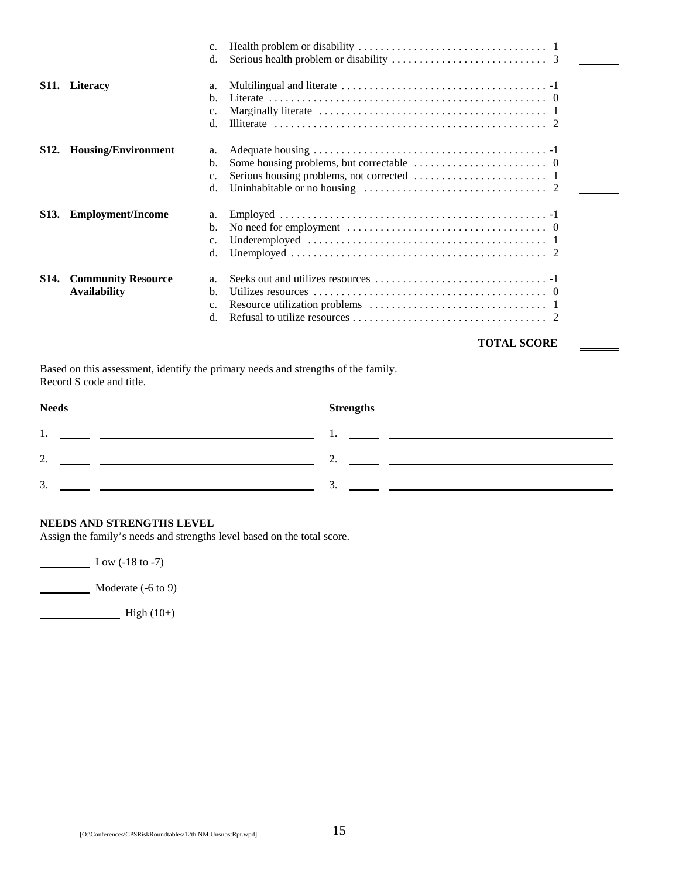| | | | |
|---|---|---|---|
| | c. Health problem or disability | 1 | |
| | d. Serious health problem or disability | 3 | ______ |
| **S11. Literacy** | a. Multilingual and literate | -1 | |
| | b. Literate | 0 | |
| | c. Marginally literate | 1 | |
| | d. Illiterate | 2 | ______ |
| **S12. Housing/Environment** | a. Adequate housing | -1 | |
| | b. Some housing problems, but correctable | 0 | |
| | c. Serious housing problems, not corrected | 1 | |
| | d. Uninhabitable or no housing | 2 | ______ |
| **S13. Employment/Income** | a. Employed | -1 | |
| | b. No need for employment | 0 | |
| | c. Underemployed | 1 | |
| | d. Unemployed | 2 | ______ |
| **S14. Community Resource Availability** | a. Seeks out and utilizes resources | -1 | |
| | b. Utilizes resources | 0 | |
| | c. Resource utilization problems | 1 | |
| | d. Refusal to utilize resources | 2 | ______ |
| | **TOTAL SCORE** | | ______ |

Based on this assessment, identify the primary needs and strengths of the family.
Record S code and title.

| **Needs** | | **Strengths** | |
|---|---|---|---|
| 1. ______ | ______________________ | 1. ______ | ______________________ |
| 2. ______ | ______________________ | 2. ______ | ______________________ |
| 3. ______ | ______________________ | 3. ______ | ______________________ |

**NEEDS AND STRENGTHS LEVEL**
Assign the family's needs and strengths level based on the total score.

______ Low (-18 to -7)

______ Moderate (-6 to 9)

______ High (10+)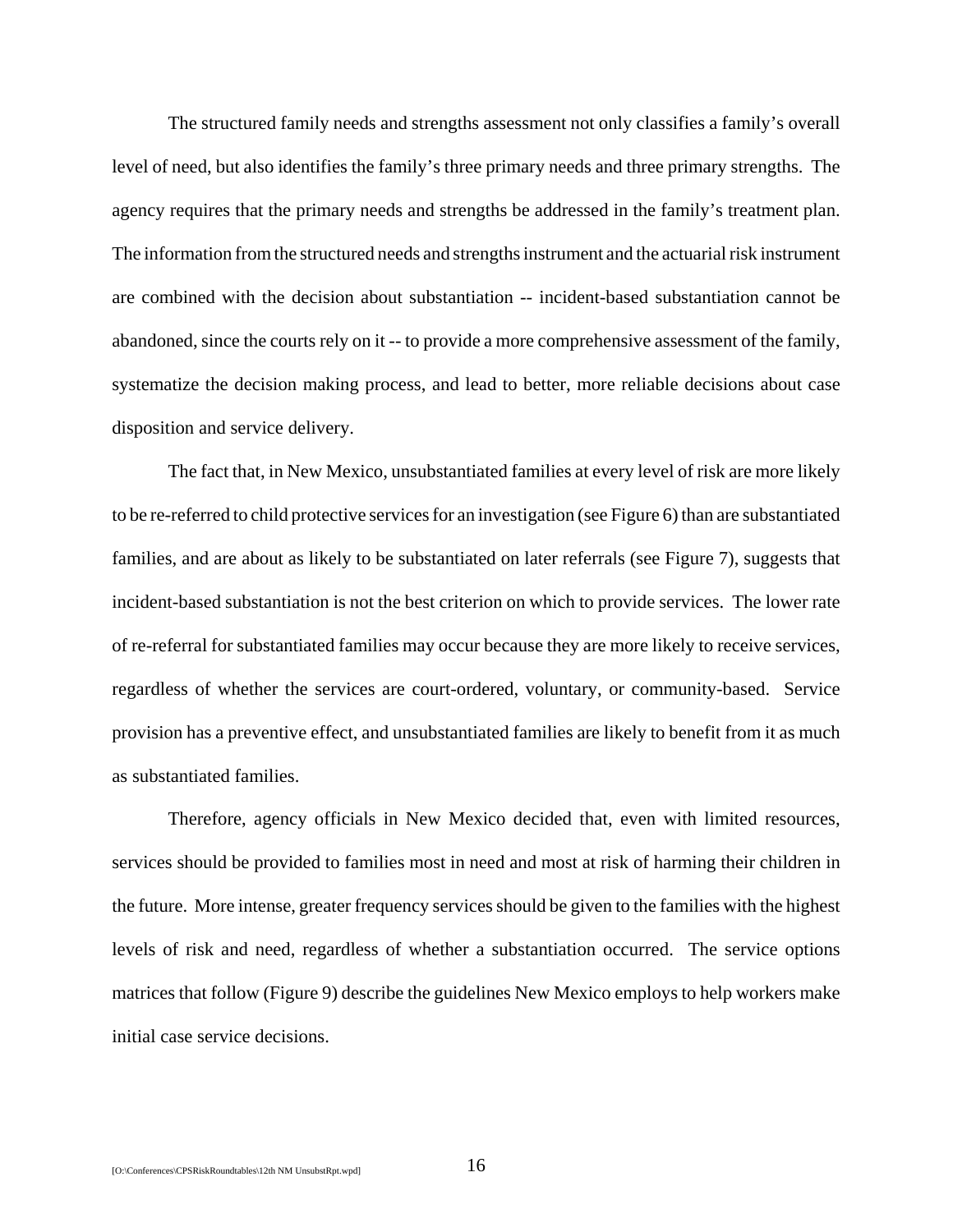The structured family needs and strengths assessment not only classifies a family's overall level of need, but also identifies the family's three primary needs and three primary strengths. The agency requires that the primary needs and strengths be addressed in the family's treatment plan. The information from the structured needs and strengths instrument and the actuarial risk instrument are combined with the decision about substantiation -- incident-based substantiation cannot be abandoned, since the courts rely on it -- to provide a more comprehensive assessment of the family, systematize the decision making process, and lead to better, more reliable decisions about case disposition and service delivery.

The fact that, in New Mexico, unsubstantiated families at every level of risk are more likely to be re-referred to child protective services for an investigation (see Figure 6) than are substantiated families, and are about as likely to be substantiated on later referrals (see Figure 7), suggests that incident-based substantiation is not the best criterion on which to provide services. The lower rate of re-referral for substantiated families may occur because they are more likely to receive services, regardless of whether the services are court-ordered, voluntary, or community-based. Service provision has a preventive effect, and unsubstantiated families are likely to benefit from it as much as substantiated families.

Therefore, agency officials in New Mexico decided that, even with limited resources, services should be provided to families most in need and most at risk of harming their children in the future. More intense, greater frequency services should be given to the families with the highest levels of risk and need, regardless of whether a substantiation occurred. The service options matrices that follow (Figure 9) describe the guidelines New Mexico employs to help workers make initial case service decisions.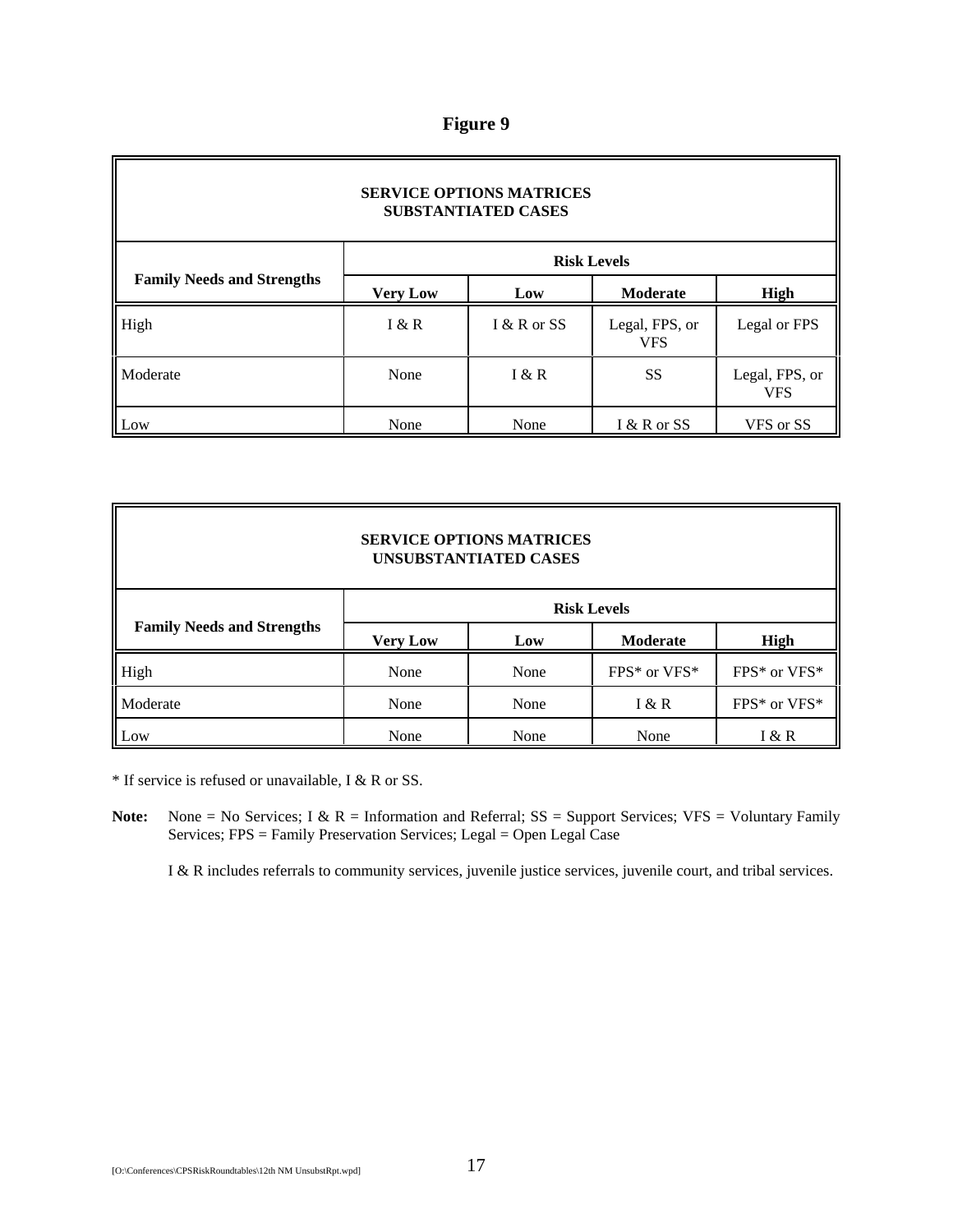## Figure 9

| SERVICE OPTIONS MATRICES<br>SUBSTANTIATED CASES | | | | |
|---|---|---|---|---|
| **Family Needs and Strengths** | **Risk Levels** | | | |
| | **Very Low** | **Low** | **Moderate** | **High** |
| High | I & R | I & R or SS | Legal, FPS, or VFS | Legal or FPS |
| Moderate | None | I & R | SS | Legal, FPS, or VFS |
| Low | None | None | I & R or SS | VFS or SS |

| SERVICE OPTIONS MATRICES<br>UNSUBSTANTIATED CASES | | | | |
|---|---|---|---|---|
| **Family Needs and Strengths** | **Risk Levels** | | | |
| | **Very Low** | **Low** | **Moderate** | **High** |
| High | None | None | FPS* or VFS* | FPS* or VFS* |
| Moderate | None | None | I & R | FPS* or VFS* |
| Low | None | None | None | I & R |

* If service is refused or unavailable, I & R or SS.

**Note:** None = No Services; I & R = Information and Referral; SS = Support Services; VFS = Voluntary Family Services; FPS = Family Preservation Services; Legal = Open Legal Case

I & R includes referrals to community services, juvenile justice services, juvenile court, and tribal services.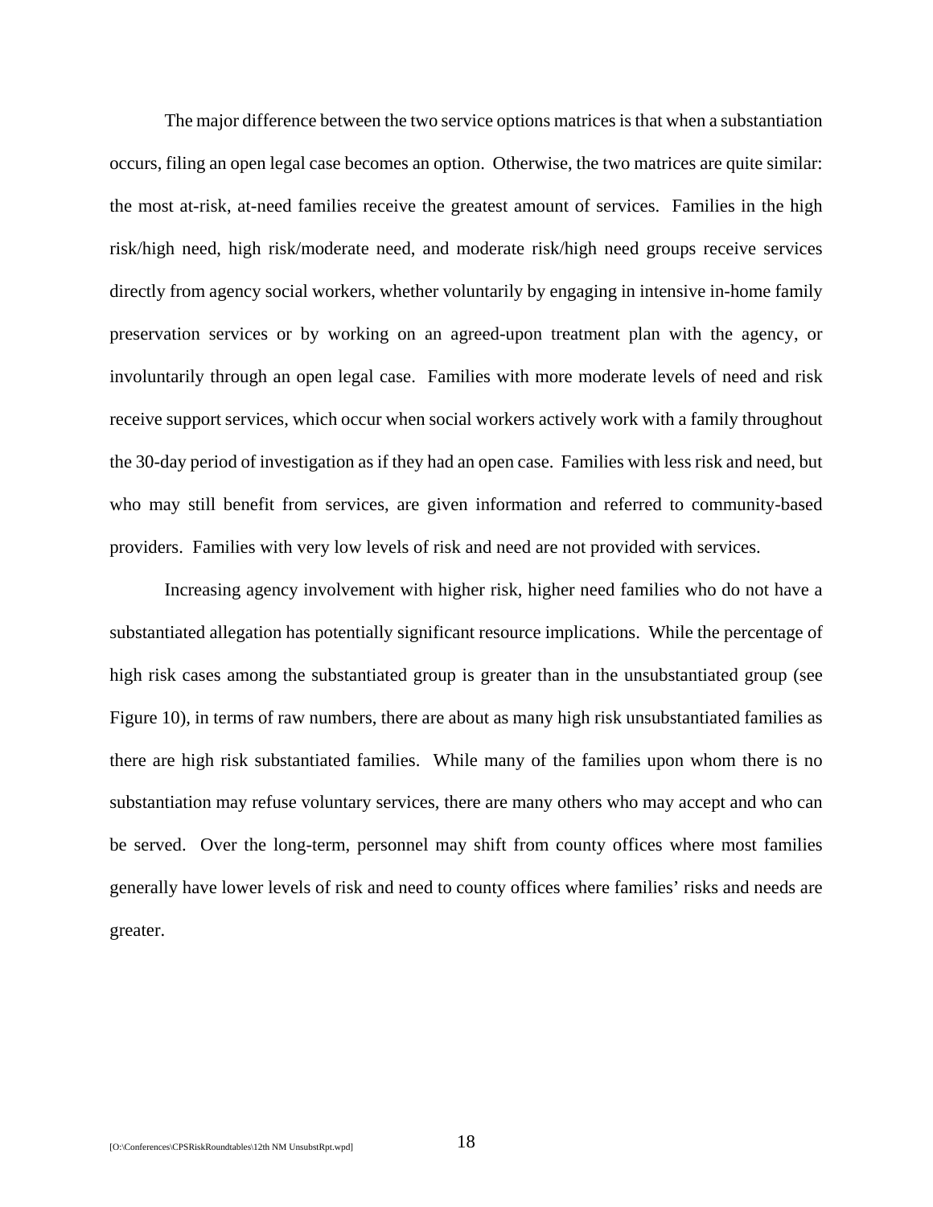The major difference between the two service options matrices is that when a substantiation occurs, filing an open legal case becomes an option. Otherwise, the two matrices are quite similar: the most at-risk, at-need families receive the greatest amount of services. Families in the high risk/high need, high risk/moderate need, and moderate risk/high need groups receive services directly from agency social workers, whether voluntarily by engaging in intensive in-home family preservation services or by working on an agreed-upon treatment plan with the agency, or involuntarily through an open legal case. Families with more moderate levels of need and risk receive support services, which occur when social workers actively work with a family throughout the 30-day period of investigation as if they had an open case. Families with less risk and need, but who may still benefit from services, are given information and referred to community-based providers. Families with very low levels of risk and need are not provided with services.

Increasing agency involvement with higher risk, higher need families who do not have a substantiated allegation has potentially significant resource implications. While the percentage of high risk cases among the substantiated group is greater than in the unsubstantiated group (see Figure 10), in terms of raw numbers, there are about as many high risk unsubstantiated families as there are high risk substantiated families. While many of the families upon whom there is no substantiation may refuse voluntary services, there are many others who may accept and who can be served. Over the long-term, personnel may shift from county offices where most families generally have lower levels of risk and need to county offices where families' risks and needs are greater.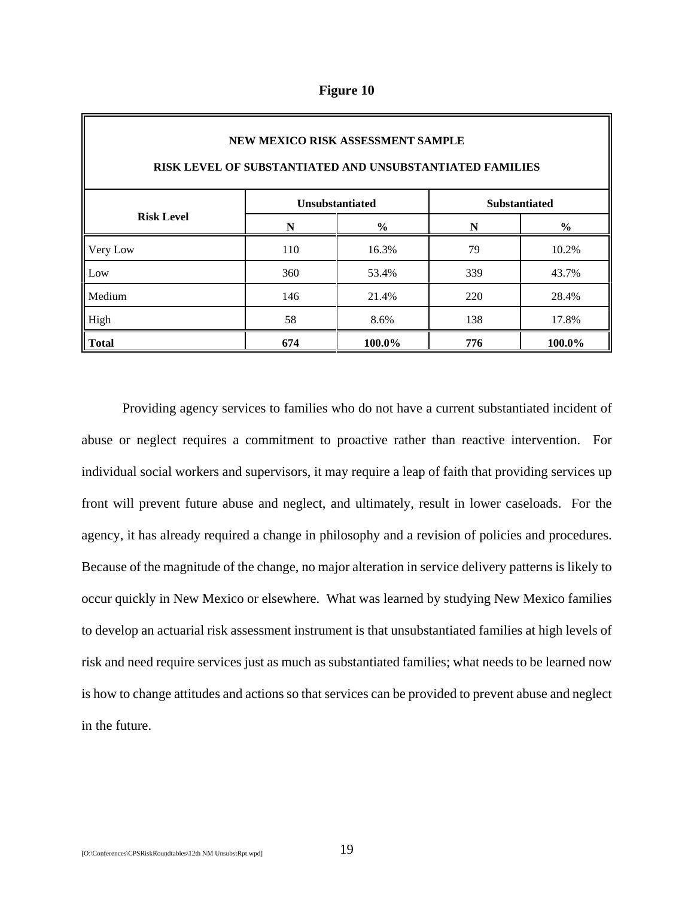**Figure 10**

| NEW MEXICO RISK ASSESSMENT SAMPLE<br>RISK LEVEL OF SUBSTANTIATED AND UNSUBSTANTIATED FAMILIES | | | | |
|---|---|---|---|---|
| **Risk Level** | **Unsubstantiated** | | **Substantiated** | |
| | **N** | **%** | **N** | **%** |
| Very Low | 110 | 16.3% | 79 | 10.2% |
| Low | 360 | 53.4% | 339 | 43.7% |
| Medium | 146 | 21.4% | 220 | 28.4% |
| High | 58 | 8.6% | 138 | 17.8% |
| **Total** | **674** | **100.0%** | **776** | **100.0%** |

Providing agency services to families who do not have a current substantiated incident of abuse or neglect requires a commitment to proactive rather than reactive intervention. For individual social workers and supervisors, it may require a leap of faith that providing services up front will prevent future abuse and neglect, and ultimately, result in lower caseloads. For the agency, it has already required a change in philosophy and a revision of policies and procedures. Because of the magnitude of the change, no major alteration in service delivery patterns is likely to occur quickly in New Mexico or elsewhere. What was learned by studying New Mexico families to develop an actuarial risk assessment instrument is that unsubstantiated families at high levels of risk and need require services just as much as substantiated families; what needs to be learned now is how to change attitudes and actions so that services can be provided to prevent abuse and neglect in the future.